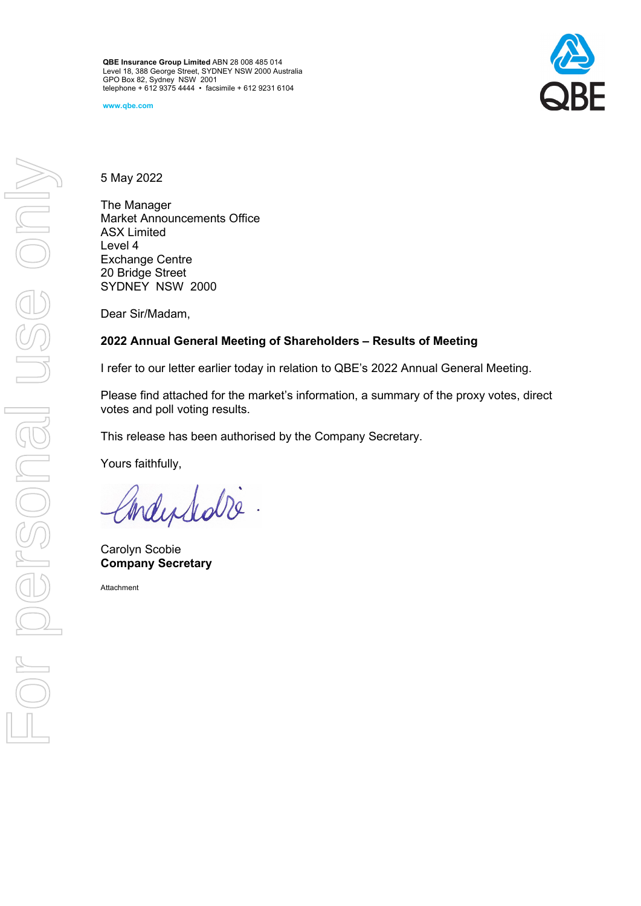**QBE Insurance Group Limited** ABN 28 008 485 014
Level 18, 388 George Street, SYDNEY NSW 2000 Australia
GPO Box 82, Sydney NSW 2001
telephone + 612 9375 4444 • facsimile + 612 9231 6104

www.qbe.com

5 May 2022

The Manager
Market Announcements Office
ASX Limited
Level 4
Exchange Centre
20 Bridge Street
SYDNEY NSW 2000

Dear Sir/Madam,

**2022 Annual General Meeting of Shareholders – Results of Meeting**

I refer to our letter earlier today in relation to QBE's 2022 Annual General Meeting.

Please find attached for the market's information, a summary of the proxy votes, direct votes and poll voting results.

This release has been authorised by the Company Secretary.

Yours faithfully,

Carolyn Scobie
**Company Secretary**

Attachment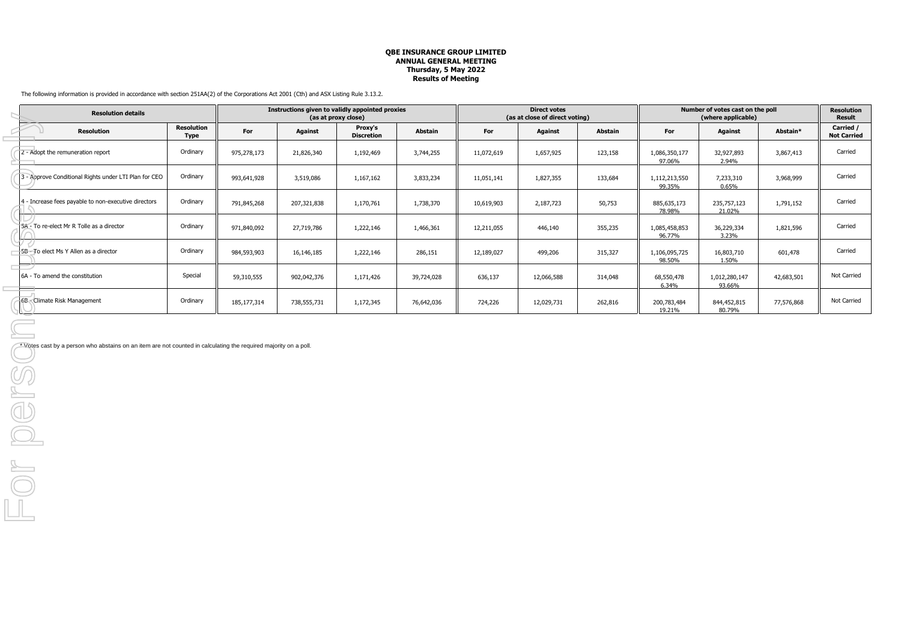**QBE INSURANCE GROUP LIMITED**
**ANNUAL GENERAL MEETING**
**Thursday, 5 May 2022**
**Results of Meeting**

The following information is provided in accordance with section 251AA(2) of the Corporations Act 2001 (Cth) and ASX Listing Rule 3.13.2.

| Resolution details | | Instructions given to validly appointed proxies (as at proxy close) | | | | Direct votes (as at close of direct voting) | | | Number of votes cast on the poll (where applicable) | | | Resolution Result |
|---|---|---|---|---|---|---|---|---|---|---|---|---|
| **Resolution** | **Resolution Type** | **For** | **Against** | **Proxy's Discretion** | **Abstain** | **For** | **Against** | **Abstain** | **For** | **Against** | **Abstain*** | **Carried / Not Carried** |
| 2 - Adopt the remuneration report | Ordinary | 975,278,173 | 21,826,340 | 1,192,469 | 3,744,255 | 11,072,619 | 1,657,925 | 123,158 | 1,086,350,177 97.06% | 32,927,893 2.94% | 3,867,413 | Carried |
| 3 - Approve Conditional Rights under LTI Plan for CEO | Ordinary | 993,641,928 | 3,519,086 | 1,167,162 | 3,833,234 | 11,051,141 | 1,827,355 | 133,684 | 1,112,213,550 99.35% | 7,233,310 0.65% | 3,968,999 | Carried |
| 4 - Increase fees payable to non-executive directors | Ordinary | 791,845,268 | 207,321,838 | 1,170,761 | 1,738,370 | 10,619,903 | 2,187,723 | 50,753 | 885,635,173 78.98% | 235,757,123 21.02% | 1,791,152 | Carried |
| 5A - To re-elect Mr R Tolle as a director | Ordinary | 971,840,092 | 27,719,786 | 1,222,146 | 1,466,361 | 12,211,055 | 446,140 | 355,235 | 1,085,458,853 96.77% | 36,229,334 3.23% | 1,821,596 | Carried |
| 5B - To elect Ms Y Allen as a director | Ordinary | 984,593,903 | 16,146,185 | 1,222,146 | 286,151 | 12,189,027 | 499,206 | 315,327 | 1,106,095,725 98.50% | 16,803,710 1.50% | 601,478 | Carried |
| 6A - To amend the constitution | Special | 59,310,555 | 902,042,376 | 1,171,426 | 39,724,028 | 636,137 | 12,066,588 | 314,048 | 68,550,478 6.34% | 1,012,280,147 93.66% | 42,683,501 | Not Carried |
| 6B - Climate Risk Management | Ordinary | 185,177,314 | 738,555,731 | 1,172,345 | 76,642,036 | 724,226 | 12,029,731 | 262,816 | 200,783,484 19.21% | 844,452,815 80.79% | 77,576,868 | Not Carried |

* Votes cast by a person who abstains on an item are not counted in calculating the required majority on a poll.